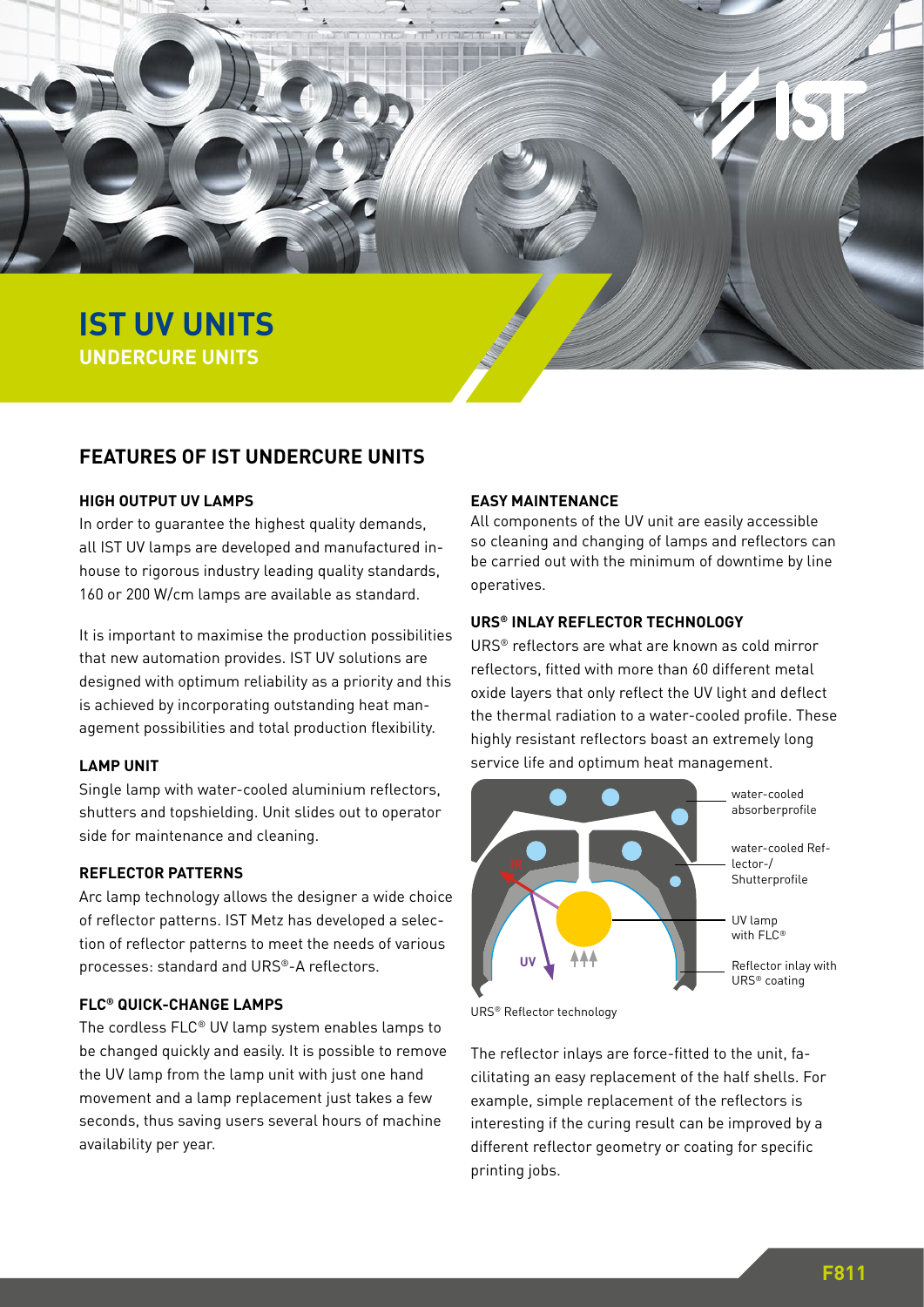# IST UV UNITS

## UNDERCURE UNITS

## FEATURES OF IST UNDERCURE UNITS

### HIGH OUTPUT UV LAMPS

In order to guarantee the highest quality demands, all IST UV lamps are developed and manufactured in-house to rigorous industry leading quality standards, 160 or 200 W/cm lamps are available as standard.

It is important to maximise the production possibilities that new automation provides. IST UV solutions are designed with optimum reliability as a priority and this is achieved by incorporating outstanding heat management possibilities and total production flexibility.

### LAMP UNIT

Single lamp with water-cooled aluminium reflectors, shutters and topshielding. Unit slides out to operator side for maintenance and cleaning.

### REFLECTOR PATTERNS

Arc lamp technology allows the designer a wide choice of reflector patterns. IST Metz has developed a selection of reflector patterns to meet the needs of various processes: standard and URS®-A reflectors.

### FLC® QUICK-CHANGE LAMPS

The cordless FLC® UV lamp system enables lamps to be changed quickly and easily. It is possible to remove the UV lamp from the lamp unit with just one hand movement and a lamp replacement just takes a few seconds, thus saving users several hours of machine availability per year.

### EASY MAINTENANCE

All components of the UV unit are easily accessible so cleaning and changing of lamps and reflectors can be carried out with the minimum of downtime by line operatives.

### URS® INLAY REFLECTOR TECHNOLOGY

URS® reflectors are what are known as cold mirror reflectors, fitted with more than 60 different metal oxide layers that only reflect the UV light and deflect the thermal radiation to a water-cooled profile. These highly resistant reflectors boast an extremely long service life and optimum heat management.

water-cooled absorberprofile

water-cooled Reflector-/ Shutterprofile

UV lamp with FLC®

Reflector inlay with URS® coating

IR

UV

URS® Reflector technology

The reflector inlays are force-fitted to the unit, facilitating an easy replacement of the half shells. For example, simple replacement of the reflectors is interesting if the curing result can be improved by a different reflector geometry or coating for specific printing jobs.

F811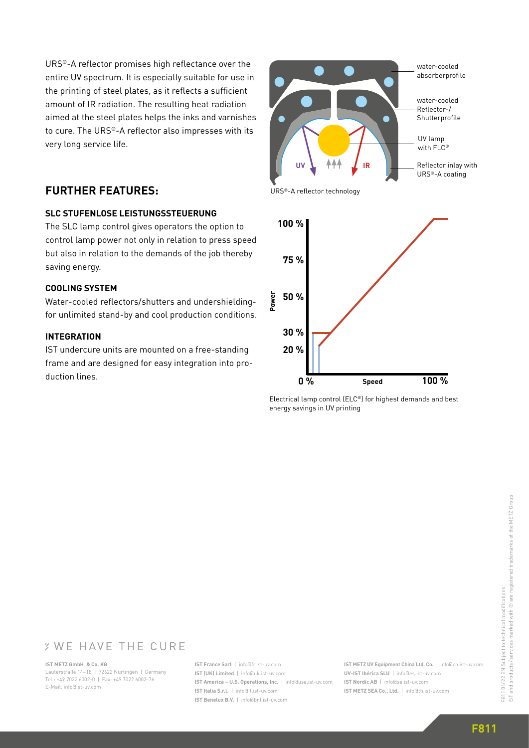URS®-A reflector promises high reflectance over the entire UV spectrum. It is especially suitable for use in the printing of steel plates, as it reflects a sufficient amount of IR radiation. The resulting heat radiation aimed at the steel plates helps the inks and varnishes to cure. The URS®-A reflector also impresses with its very long service life.

water-cooled absorberprofile

water-cooled Reflector-/ Shutterprofile

UV lamp with FLC®

Reflector inlay with URS®-A coating

UV

IR

URS®-A reflector technology

## FURTHER FEATURES:

### SLC STUFENLOSE LEISTUNGSSTEUERUNG

The SLC lamp control gives operators the option to control lamp power not only in relation to press speed but also in relation to the demands of the job thereby saving energy.

### COOLING SYSTEM

Water-cooled reflectors/shutters and undershielding-for unlimited stand-by and cool production conditions.

### INTEGRATION

IST undercure units are mounted on a free-standing frame and are designed for easy integration into production lines.

100 %

75 %

50 %

30 %

20 %

Power

0 %

Speed

100 %

Electrical lamp control (ELC®) for highest demands and best energy savings in UV printing

WE HAVE THE CURE

**IST METZ GmbH & Co. KG**
Lauterstraße 14–18 | 72622 Nürtingen | Germany
Tel.: +49 7022 6002-0 | Fax: +49 7022 6002-76
E-Mail: info@ist-uv.com

**IST France Sarl** | info@fr.ist-uv.com
**IST (UK) Limited** | info@uk.ist-uv.com
**IST America – U.S. Operations, Inc.** | info@usa.ist-uv.com
**IST Italia S.r.l.** | info@it.ist-uv.com
**IST Benelux B.V.** | info@bnl.ist-uv.com

**IST METZ UV Equipment China Ltd. Co.** | info@cn.ist-uv.com
**UV-IST Ibérica SLU** | info@es.ist-uv.com
**IST Nordic AB** | info@se.ist-uv.com
**IST METZ SEA Co., Ltd.** | info@th.ist-uv.com

F811 01/22 EN Subject to technical modifications
IST and products/services marked with ® are registered trademarks of the METZ Group

F811